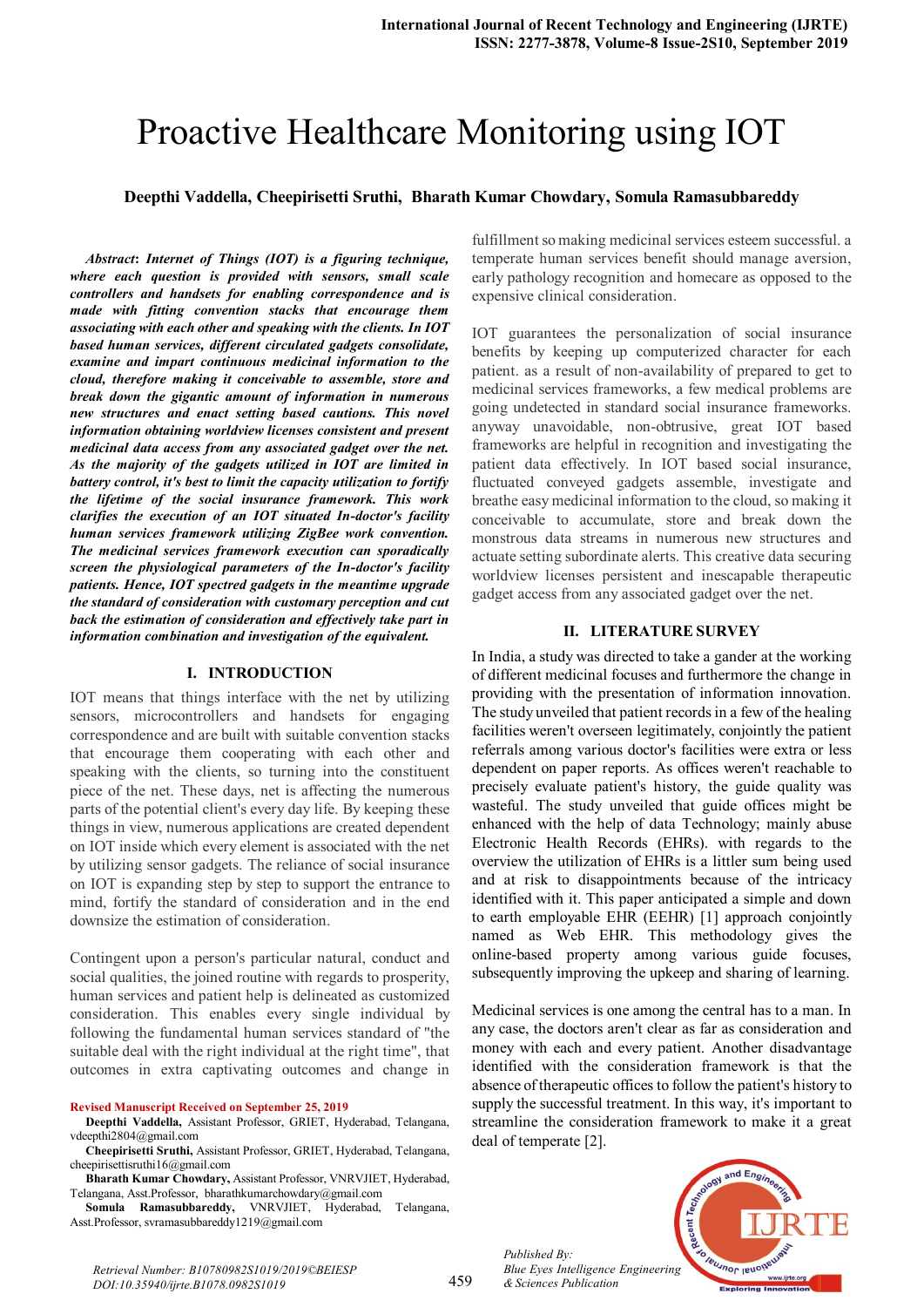# Proactive Healthcare Monitoring using IOT

**Deepthi Vaddella, Cheepirisetti Sruthi, Bharath Kumar Chowdary, Somula Ramasubbareddy**

***Abstract*: *Internet of Things (IOT) is a figuring technique, where each question is provided with sensors, small scale controllers and handsets for enabling correspondence and is made with fitting convention stacks that encourage them associating with each other and speaking with the clients. In IOT based human services, different circulated gadgets consolidate, examine and impart continuous medicinal information to the cloud, therefore making it conceivable to assemble, store and break down the gigantic amount of information in numerous new structures and enact setting based cautions. This novel information obtaining worldview licenses consistent and present medicinal data access from any associated gadget over the net. As the majority of the gadgets utilized in IOT are limited in battery control, it's best to limit the capacity utilization to fortify the lifetime of the social insurance framework. This work clarifies the execution of an IOT situated In-doctor's facility human services framework utilizing ZigBee work convention. The medicinal services framework execution can sporadically screen the physiological parameters of the In-doctor's facility patients. Hence, IOT spectred gadgets in the meantime upgrade the standard of consideration with customary perception and cut back the estimation of consideration and effectively take part in information combination and investigation of the equivalent.***

## I. INTRODUCTION

IOT means that things interface with the net by utilizing sensors, microcontrollers and handsets for engaging correspondence and are built with suitable convention stacks that encourage them cooperating with each other and speaking with the clients, so turning into the constituent piece of the net. These days, net is affecting the numerous parts of the potential client's every day life. By keeping these things in view, numerous applications are created dependent on IOT inside which every element is associated with the net by utilizing sensor gadgets. The reliance of social insurance on IOT is expanding step by step to support the entrance to mind, fortify the standard of consideration and in the end downsize the estimation of consideration.

Contingent upon a person's particular natural, conduct and social qualities, the joined routine with regards to prosperity, human services and patient help is delineated as customized consideration. This enables every single individual by following the fundamental human services standard of "the suitable deal with the right individual at the right time", that outcomes in extra captivating outcomes and change in fulfillment so making medicinal services esteem successful. a temperate human services benefit should manage aversion, early pathology recognition and homecare as opposed to the expensive clinical consideration.

IOT guarantees the personalization of social insurance benefits by keeping up computerized character for each patient. as a result of non-availability of prepared to get to medicinal services frameworks, a few medical problems are going undetected in standard social insurance frameworks. anyway unavoidable, non-obtrusive, great IOT based frameworks are helpful in recognition and investigating the patient data effectively. In IOT based social insurance, fluctuated conveyed gadgets assemble, investigate and breathe easy medicinal information to the cloud, so making it conceivable to accumulate, store and break down the monstrous data streams in numerous new structures and actuate setting subordinate alerts. This creative data securing worldview licenses persistent and inescapable therapeutic gadget access from any associated gadget over the net.

## II. LITERATURE SURVEY

In India, a study was directed to take a gander at the working of different medicinal focuses and furthermore the change in providing with the presentation of information innovation. The study unveiled that patient records in a few of the healing facilities weren't overseen legitimately, conjointly the patient referrals among various doctor's facilities were extra or less dependent on paper reports. As offices weren't reachable to precisely evaluate patient's history, the guide quality was wasteful. The study unveiled that guide offices might be enhanced with the help of data Technology; mainly abuse Electronic Health Records (EHRs). with regards to the overview the utilization of EHRs is a littler sum being used and at risk to disappointments because of the intricacy identified with it. This paper anticipated a simple and down to earth employable EHR (EEHR) [1] approach conjointly named as Web EHR. This methodology gives the online-based property among various guide focuses, subsequently improving the upkeep and sharing of learning.

Medicinal services is one among the central has to a man. In any case, the doctors aren't clear as far as consideration and money with each and every patient. Another disadvantage identified with the consideration framework is that the absence of therapeutic offices to follow the patient's history to supply the successful treatment. In this way, it's important to streamline the consideration framework to make it a great deal of temperate [2].

**Revised Manuscript Received on September 25, 2019**

**Deepthi Vaddella,** Assistant Professor, GRIET, Hyderabad, Telangana, vdeepthi2804@gmail.com

**Cheepirisetti Sruthi,** Assistant Professor, GRIET, Hyderabad, Telangana, cheepirisettisruthi16@gmail.com

**Bharath Kumar Chowdary,** Assistant Professor, VNRVJIET, Hyderabad, Telangana, Asst.Professor, bharathkumarchowdary@gmail.com

**Somula Ramasubbareddy,** VNRVJIET, Hyderabad, Telangana, Asst.Professor, svramasubbareddy1219@gmail.com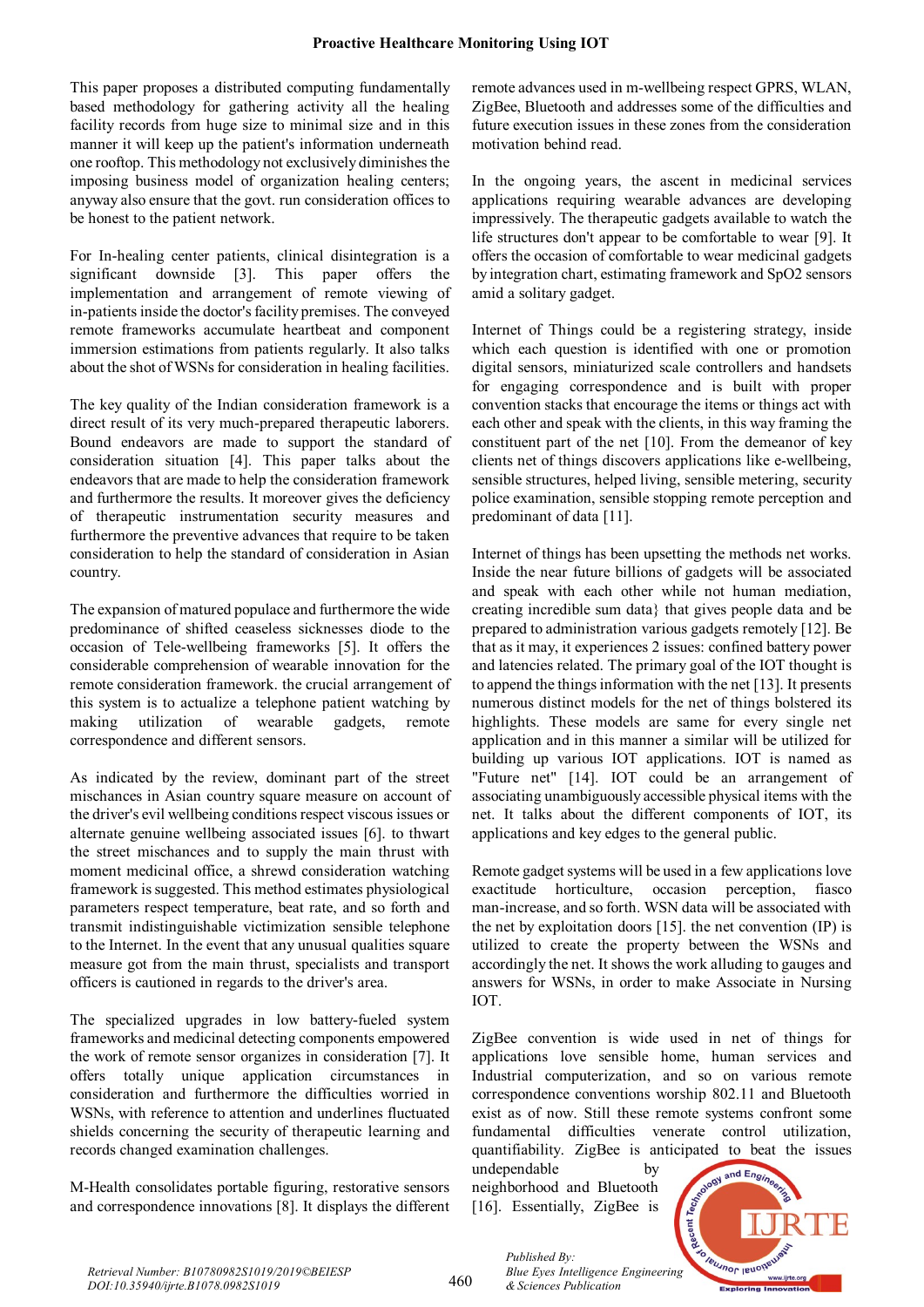This paper proposes a distributed computing fundamentally based methodology for gathering activity all the healing facility records from huge size to minimal size and in this manner it will keep up the patient's information underneath one rooftop. This methodology not exclusively diminishes the imposing business model of organization healing centers; anyway also ensure that the govt. run consideration offices to be honest to the patient network.

For In-healing center patients, clinical disintegration is a significant downside [3]. This paper offers the implementation and arrangement of remote viewing of in-patients inside the doctor's facility premises. The conveyed remote frameworks accumulate heartbeat and component immersion estimations from patients regularly. It also talks about the shot of WSNs for consideration in healing facilities.

The key quality of the Indian consideration framework is a direct result of its very much-prepared therapeutic laborers. Bound endeavors are made to support the standard of consideration situation [4]. This paper talks about the endeavors that are made to help the consideration framework and furthermore the results. It moreover gives the deficiency of therapeutic instrumentation security measures and furthermore the preventive advances that require to be taken consideration to help the standard of consideration in Asian country.

The expansion of matured populace and furthermore the wide predominance of shifted ceaseless sicknesses diode to the occasion of Tele-wellbeing frameworks [5]. It offers the considerable comprehension of wearable innovation for the remote consideration framework. the crucial arrangement of this system is to actualize a telephone patient watching by making utilization of wearable gadgets, remote correspondence and different sensors.

As indicated by the review, dominant part of the street mischances in Asian country square measure on account of the driver's evil wellbeing conditions respect viscous issues or alternate genuine wellbeing associated issues [6]. to thwart the street mischances and to supply the main thrust with moment medicinal office, a shrewd consideration watching framework is suggested. This method estimates physiological parameters respect temperature, beat rate, and so forth and transmit indistinguishable victimization sensible telephone to the Internet. In the event that any unusual qualities square measure got from the main thrust, specialists and transport officers is cautioned in regards to the driver's area.

The specialized upgrades in low battery-fueled system frameworks and medicinal detecting components empowered the work of remote sensor organizes in consideration [7]. It offers totally unique application circumstances in consideration and furthermore the difficulties worried in WSNs, with reference to attention and underlines fluctuated shields concerning the security of therapeutic learning and records changed examination challenges.

M-Health consolidates portable figuring, restorative sensors and correspondence innovations [8]. It displays the different remote advances used in m-wellbeing respect GPRS, WLAN, ZigBee, Bluetooth and addresses some of the difficulties and future execution issues in these zones from the consideration motivation behind read.

In the ongoing years, the ascent in medicinal services applications requiring wearable advances are developing impressively. The therapeutic gadgets available to watch the life structures don't appear to be comfortable to wear [9]. It offers the occasion of comfortable to wear medicinal gadgets by integration chart, estimating framework and SpO2 sensors amid a solitary gadget.

Internet of Things could be a registering strategy, inside which each question is identified with one or promotion digital sensors, miniaturized scale controllers and handsets for engaging correspondence and is built with proper convention stacks that encourage the items or things act with each other and speak with the clients, in this way framing the constituent part of the net [10]. From the demeanor of key clients net of things discovers applications like e-wellbeing, sensible structures, helped living, sensible metering, security police examination, sensible stopping remote perception and predominant of data [11].

Internet of things has been upsetting the methods net works. Inside the near future billions of gadgets will be associated and speak with each other while not human mediation, creating incredible sum data} that gives people data and be prepared to administration various gadgets remotely [12]. Be that as it may, it experiences 2 issues: confined battery power and latencies related. The primary goal of the IOT thought is to append the things information with the net [13]. It presents numerous distinct models for the net of things bolstered its highlights. These models are same for every single net application and in this manner a similar will be utilized for building up various IOT applications. IOT is named as "Future net" [14]. IOT could be an arrangement of associating unambiguously accessible physical items with the net. It talks about the different components of IOT, its applications and key edges to the general public.

Remote gadget systems will be used in a few applications love exactitude horticulture, occasion perception, fiasco man-increase, and so forth. WSN data will be associated with the net by exploitation doors [15]. the net convention (IP) is utilized to create the property between the WSNs and accordingly the net. It shows the work alluding to gauges and answers for WSNs, in order to make Associate in Nursing IOT.

ZigBee convention is wide used in net of things for applications love sensible home, human services and Industrial computerization, and so on various remote correspondence conventions worship 802.11 and Bluetooth exist as of now. Still these remote systems confront some fundamental difficulties venerate control utilization, quantifiability. ZigBee is anticipated to beat the issues undependable by neighborhood and Bluetooth [16]. Essentially, ZigBee is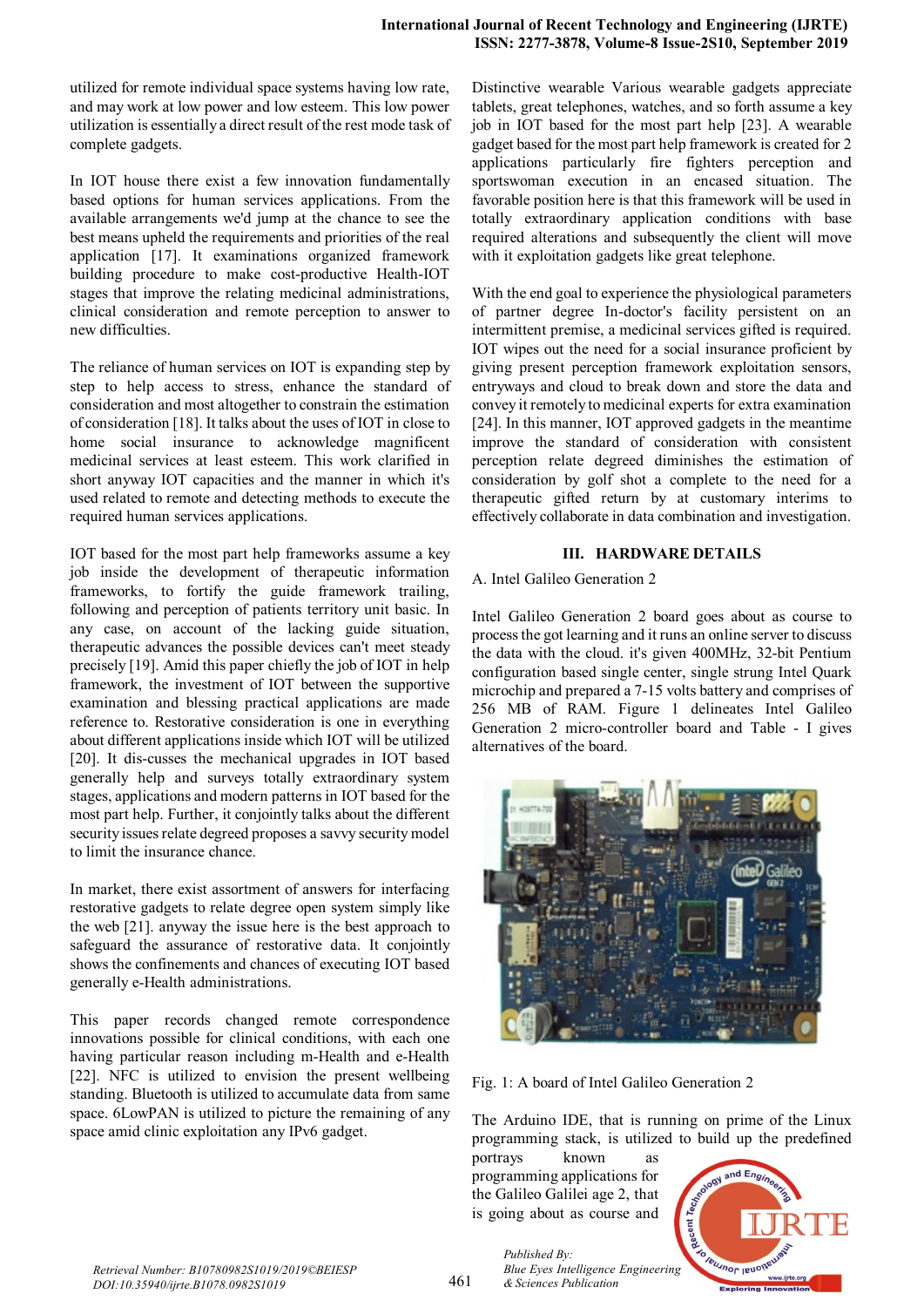utilized for remote individual space systems having low rate, and may work at low power and low esteem. This low power utilization is essentially a direct result of the rest mode task of complete gadgets.

In IOT house there exist a few innovation fundamentally based options for human services applications. From the available arrangements we'd jump at the chance to see the best means upheld the requirements and priorities of the real application [17]. It examinations organized framework building procedure to make cost-productive Health-IOT stages that improve the relating medicinal administrations, clinical consideration and remote perception to answer to new difficulties.

The reliance of human services on IOT is expanding step by step to help access to stress, enhance the standard of consideration and most altogether to constrain the estimation of consideration [18]. It talks about the uses of IOT in close to home social insurance to acknowledge magnificent medicinal services at least esteem. This work clarified in short anyway IOT capacities and the manner in which it's used related to remote and detecting methods to execute the required human services applications.

IOT based for the most part help frameworks assume a key job inside the development of therapeutic information frameworks, to fortify the guide framework trailing, following and perception of patients territory unit basic. In any case, on account of the lacking guide situation, therapeutic advances the possible devices can't meet steady precisely [19]. Amid this paper chiefly the job of IOT in help framework, the investment of IOT between the supportive examination and blessing practical applications are made reference to. Restorative consideration is one in everything about different applications inside which IOT will be utilized [20]. It dis-cusses the mechanical upgrades in IOT based generally help and surveys totally extraordinary system stages, applications and modern patterns in IOT based for the most part help. Further, it conjointly talks about the different security issues relate degreed proposes a savvy security model to limit the insurance chance.

In market, there exist assortment of answers for interfacing restorative gadgets to relate degree open system simply like the web [21]. anyway the issue here is the best approach to safeguard the assurance of restorative data. It conjointly shows the confinements and chances of executing IOT based generally e-Health administrations.

This paper records changed remote correspondence innovations possible for clinical conditions, with each one having particular reason including m-Health and e-Health [22]. NFC is utilized to envision the present wellbeing standing. Bluetooth is utilized to accumulate data from same space. 6LowPAN is utilized to picture the remaining of any space amid clinic exploitation any IPv6 gadget.

Distinctive wearable Various wearable gadgets appreciate tablets, great telephones, watches, and so forth assume a key job in IOT based for the most part help [23]. A wearable gadget based for the most part help framework is created for 2 applications particularly fire fighters perception and sportswoman execution in an encased situation. The favorable position here is that this framework will be used in totally extraordinary application conditions with base required alterations and subsequently the client will move with it exploitation gadgets like great telephone.

With the end goal to experience the physiological parameters of partner degree In-doctor's facility persistent on an intermittent premise, a medicinal services gifted is required. IOT wipes out the need for a social insurance proficient by giving present perception framework exploitation sensors, entryways and cloud to break down and store the data and convey it remotely to medicinal experts for extra examination [24]. In this manner, IOT approved gadgets in the meantime improve the standard of consideration with consistent perception relate degreed diminishes the estimation of consideration by golf shot a complete to the need for a therapeutic gifted return by at customary interims to effectively collaborate in data combination and investigation.

## III. HARDWARE DETAILS

### A. Intel Galileo Generation 2

Intel Galileo Generation 2 board goes about as course to process the got learning and it runs an online server to discuss the data with the cloud. it's given 400MHz, 32-bit Pentium configuration based single center, single strung Intel Quark microchip and prepared a 7-15 volts battery and comprises of 256 MB of RAM. Figure 1 delineates Intel Galileo Generation 2 micro-controller board and Table - I gives alternatives of the board.

Fig. 1: A board of Intel Galileo Generation 2

The Arduino IDE, that is running on prime of the Linux programming stack, is utilized to build up the predefined portrays known as programming applications for the Galileo Galilei age 2, that is going about as course and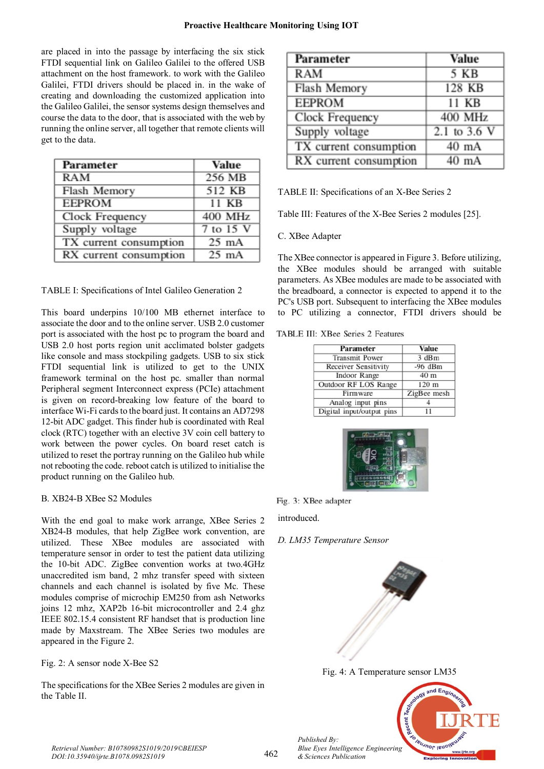are placed in into the passage by interfacing the six stick FTDI sequential link on Galileo Galilei to the offered USB attachment on the host framework. to work with the Galileo Galilei, FTDI drivers should be placed in. in the wake of creating and downloading the customized application into the Galileo Galilei, the sensor systems design themselves and course the data to the door, that is associated with the web by running the online server, all together that remote clients will get to the data.

| Parameter | Value |
|---|---|
| RAM | 256 MB |
| Flash Memory | 512 KB |
| EEPROM | 11 KB |
| Clock Frequency | 400 MHz |
| Supply voltage | 7 to 15 V |
| TX current consumption | 25 mA |
| RX current consumption | 25 mA |

TABLE I: Specifications of Intel Galileo Generation 2

This board underpins 10/100 MB ethernet interface to associate the door and to the online server. USB 2.0 customer port is associated with the host pc to program the board and USB 2.0 host ports region unit acclimated bolster gadgets like console and mass stockpiling gadgets. USB to six stick FTDI sequential link is utilized to get to the UNIX framework terminal on the host pc. smaller than normal Peripheral segment Interconnect express (PCIe) attachment is given on record-breaking low feature of the board to interface Wi-Fi cards to the board just. It contains an AD7298 12-bit ADC gadget. This finder hub is coordinated with Real clock (RTC) together with an elective 3V coin cell battery to work between the power cycles. On board reset catch is utilized to reset the portray running on the Galileo hub while not rebooting the code. reboot catch is utilized to initialise the product running on the Galileo hub.

B. XB24-B XBee S2 Modules

With the end goal to make work arrange, XBee Series 2 XB24-B modules, that help ZigBee work convention, are utilized. These XBee modules are associated with temperature sensor in order to test the patient data utilizing the 10-bit ADC. ZigBee convention works at two.4GHz unaccredited ism band, 2 mhz transfer speed with sixteen channels and each channel is isolated by five Mc. These modules comprise of microchip EM250 from ash Networks joins 12 mhz, XAP2b 16-bit microcontroller and 2.4 ghz IEEE 802.15.4 consistent RF handset that is production line made by Maxstream. The XBee Series two modules are appeared in the Figure 2.

Fig. 2: A sensor node X-Bee S2

The specifications for the XBee Series 2 modules are given in the Table II.

| Parameter | Value |
|---|---|
| RAM | 5 KB |
| Flash Memory | 128 KB |
| EEPROM | 11 KB |
| Clock Frequency | 400 MHz |
| Supply voltage | 2.1 to 3.6 V |
| TX current consumption | 40 mA |
| RX current consumption | 40 mA |

TABLE II: Specifications of an X-Bee Series 2

Table III: Features of the X-Bee Series 2 modules [25].

C. XBee Adapter

The XBee connector is appeared in Figure 3. Before utilizing, the XBee modules should be arranged with suitable parameters. As XBee modules are made to be associated with the breadboard, a connector is expected to append it to the PC's USB port. Subsequent to interfacing the XBee modules to PC utilizing a connector, FTDI drivers should be introduced.

TABLE III: XBee Series 2 Features

| Parameter | Value |
|---|---|
| Transmit Power | 3 dBm |
| Receiver Sensitivity | -96 dBm |
| Indoor Range | 40 m |
| Outdoor RF LOS Range | 120 m |
| Firmware | ZigBee mesh |
| Analog input pins | 4 |
| Digital input/output pins | 11 |

Fig. 3: XBee adapter

*D. LM35 Temperature Sensor*

Fig. 4: A Temperature sensor LM35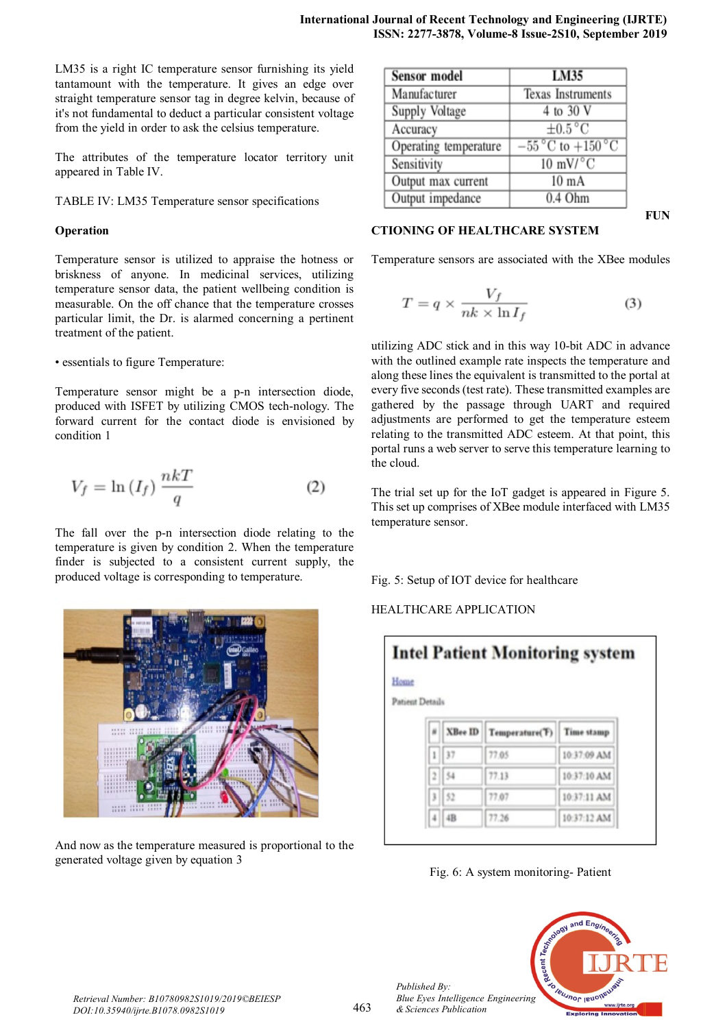LM35 is a right IC temperature sensor furnishing its yield tantamount with the temperature. It gives an edge over straight temperature sensor tag in degree kelvin, because of it's not fundamental to deduct a particular consistent voltage from the yield in order to ask the celsius temperature.

The attributes of the temperature locator territory unit appeared in Table IV.

TABLE IV: LM35 Temperature sensor specifications

| Sensor model | LM35 |
|---|---|
| Manufacturer | Texas Instruments |
| Supply Voltage | 4 to 30 V |
| Accuracy | $\pm 0.5\,^{\circ}C$ |
| Operating temperature | $-55\,^{\circ}C$ to $+150\,^{\circ}C$ |
| Sensitivity | 10 mV/°C |
| Output max current | 10 mA |
| Output impedance | 0.4 Ohm |

**Operation**

Temperature sensor is utilized to appraise the hotness or briskness of anyone. In medicinal services, utilizing temperature sensor data, the patient wellbeing condition is measurable. On the off chance that the temperature crosses particular limit, the Dr. is alarmed concerning a pertinent treatment of the patient.

• essentials to figure Temperature:

Temperature sensor might be a p-n intersection diode, produced with ISFET by utilizing CMOS tech-nology. The forward current for the contact diode is envisioned by condition 1

$$V_f = \ln(I_f)\,\frac{nkT}{q} \qquad (2)$$

The fall over the p-n intersection diode relating to the temperature is given by condition 2. When the temperature finder is subjected to a consistent current supply, the produced voltage is corresponding to temperature.

And now as the temperature measured is proportional to the generated voltage given by equation 3

**FUNCTIONING OF HEALTHCARE SYSTEM**

Temperature sensors are associated with the XBee modules

$$T = q \times \frac{V_f}{nk \times \ln I_f} \qquad (3)$$

utilizing ADC stick and in this way 10-bit ADC in advance with the outlined example rate inspects the temperature and along these lines the equivalent is transmitted to the portal at every five seconds (test rate). These transmitted examples are gathered by the passage through UART and required adjustments are performed to get the temperature esteem relating to the transmitted ADC esteem. At that point, this portal runs a web server to serve this temperature learning to the cloud.

The trial set up for the IoT gadget is appeared in Figure 5. This set up comprises of XBee module interfaced with LM35 temperature sensor.

Fig. 5: Setup of IOT device for healthcare

HEALTHCARE APPLICATION

**Intel Patient Monitoring system**

Home

Patient Details

| # | XBee ID | Temperature(F) | Time stamp |
|---|---|---|---|
| 1 | 37 | 77.05 | 10:37:09 AM |
| 2 | 54 | 77.13 | 10:37:10 AM |
| 3 | 52 | 77.07 | 10:37:11 AM |
| 4 | 4B | 77.26 | 10:37:12 AM |

Fig. 6: A system monitoring- Patient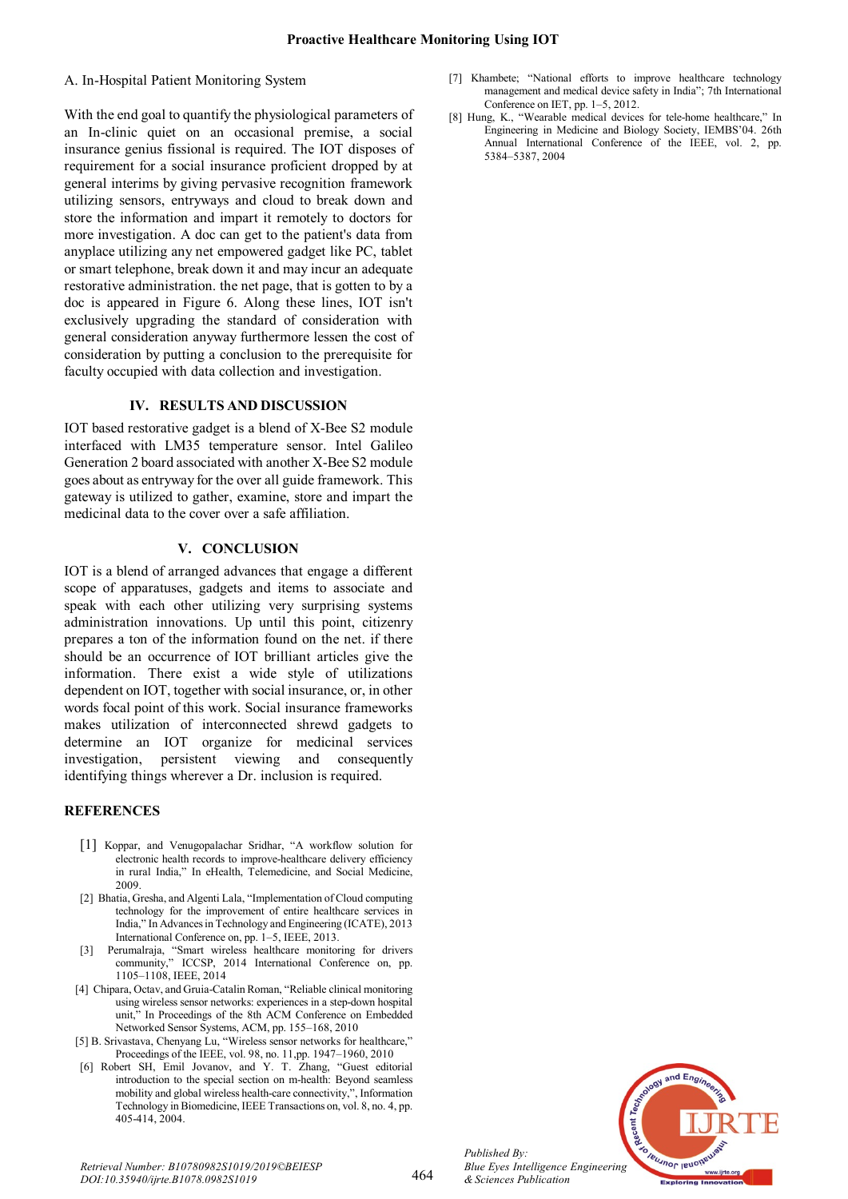A. In-Hospital Patient Monitoring System

With the end goal to quantify the physiological parameters of an In-clinic quiet on an occasional premise, a social insurance genius fissional is required. The IOT disposes of requirement for a social insurance proficient dropped by at general interims by giving pervasive recognition framework utilizing sensors, entryways and cloud to break down and store the information and impart it remotely to doctors for more investigation. A doc can get to the patient's data from anyplace utilizing any net empowered gadget like PC, tablet or smart telephone, break down it and may incur an adequate restorative administration. the net page, that is gotten to by a doc is appeared in Figure 6. Along these lines, IOT isn't exclusively upgrading the standard of consideration with general consideration anyway furthermore lessen the cost of consideration by putting a conclusion to the prerequisite for faculty occupied with data collection and investigation.

## IV. RESULTS AND DISCUSSION

IOT based restorative gadget is a blend of X-Bee S2 module interfaced with LM35 temperature sensor. Intel Galileo Generation 2 board associated with another X-Bee S2 module goes about as entryway for the over all guide framework. This gateway is utilized to gather, examine, store and impart the medicinal data to the cover over a safe affiliation.

## V. CONCLUSION

IOT is a blend of arranged advances that engage a different scope of apparatuses, gadgets and items to associate and speak with each other utilizing very surprising systems administration innovations. Up until this point, citizenry prepares a ton of the information found on the net. if there should be an occurrence of IOT brilliant articles give the information. There exist a wide style of utilizations dependent on IOT, together with social insurance, or, in other words focal point of this work. Social insurance frameworks makes utilization of interconnected shrewd gadgets to determine an IOT organize for medicinal services investigation, persistent viewing and consequently identifying things wherever a Dr. inclusion is required.

## REFERENCES

[1] Koppar, and Venugopalachar Sridhar, "A workflow solution for electronic health records to improve-healthcare delivery efficiency in rural India," In eHealth, Telemedicine, and Social Medicine, 2009.

[2] Bhatia, Gresha, and Algenti Lala, "Implementation of Cloud computing technology for the improvement of entire healthcare services in India," In Advances in Technology and Engineering (ICATE), 2013 International Conference on, pp. 1–5, IEEE, 2013.

[3] Perumalraja, "Smart wireless healthcare monitoring for drivers community," ICCSP, 2014 International Conference on, pp. 1105–1108, IEEE, 2014

[4] Chipara, Octav, and Gruia-Catalin Roman, "Reliable clinical monitoring using wireless sensor networks: experiences in a step-down hospital unit," In Proceedings of the 8th ACM Conference on Embedded Networked Sensor Systems, ACM, pp. 155–168, 2010

[5] B. Srivastava, Chenyang Lu, "Wireless sensor networks for healthcare," Proceedings of the IEEE, vol. 98, no. 11,pp. 1947–1960, 2010

[6] Robert SH, Emil Jovanov, and Y. T. Zhang, "Guest editorial introduction to the special section on m-health: Beyond seamless mobility and global wireless health-care connectivity,", Information Technology in Biomedicine, IEEE Transactions on, vol. 8, no. 4, pp. 405-414, 2004.

[7] Khambete; "National efforts to improve healthcare technology management and medical device safety in India"; 7th International Conference on IET, pp. 1–5, 2012.

[8] Hung, K., "Wearable medical devices for tele-home healthcare," In Engineering in Medicine and Biology Society, IEMBS'04. 26th Annual International Conference of the IEEE, vol. 2, pp. 5384–5387, 2004